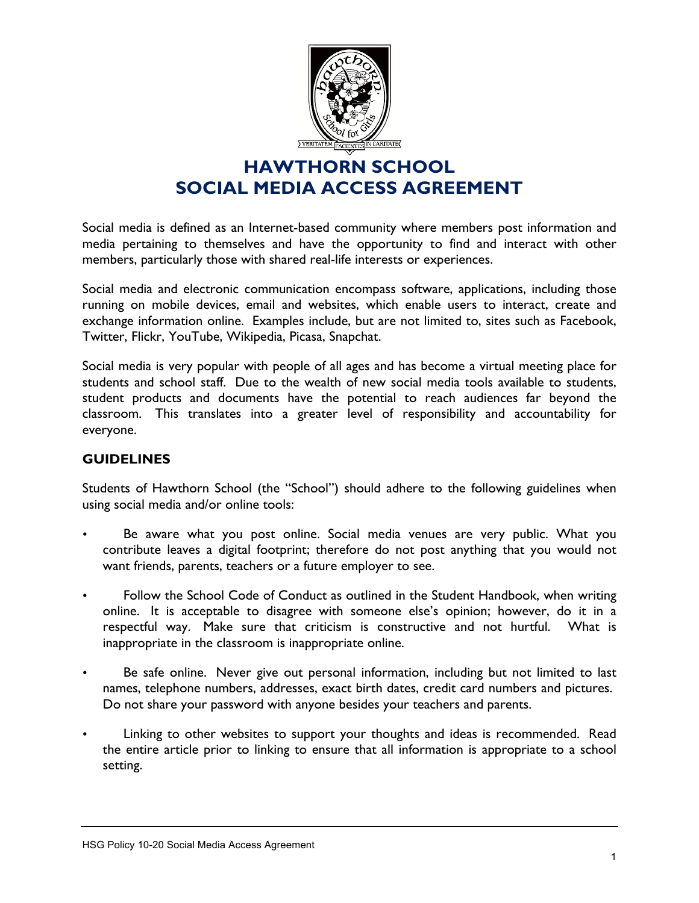# HAWTHORN SCHOOL
# SOCIAL MEDIA ACCESS AGREEMENT

Social media is defined as an Internet-based community where members post information and media pertaining to themselves and have the opportunity to find and interact with other members, particularly those with shared real-life interests or experiences.

Social media and electronic communication encompass software, applications, including those running on mobile devices, email and websites, which enable users to interact, create and exchange information online. Examples include, but are not limited to, sites such as Facebook, Twitter, Flickr, YouTube, Wikipedia, Picasa, Snapchat.

Social media is very popular with people of all ages and has become a virtual meeting place for students and school staff. Due to the wealth of new social media tools available to students, student products and documents have the potential to reach audiences far beyond the classroom. This translates into a greater level of responsibility and accountability for everyone.

## GUIDELINES

Students of Hawthorn School (the "School") should adhere to the following guidelines when using social media and/or online tools:

- Be aware what you post online. Social media venues are very public. What you contribute leaves a digital footprint; therefore do not post anything that you would not want friends, parents, teachers or a future employer to see.
- Follow the School Code of Conduct as outlined in the Student Handbook, when writing online. It is acceptable to disagree with someone else's opinion; however, do it in a respectful way. Make sure that criticism is constructive and not hurtful. What is inappropriate in the classroom is inappropriate online.
- Be safe online. Never give out personal information, including but not limited to last names, telephone numbers, addresses, exact birth dates, credit card numbers and pictures. Do not share your password with anyone besides your teachers and parents.
- Linking to other websites to support your thoughts and ideas is recommended. Read the entire article prior to linking to ensure that all information is appropriate to a school setting.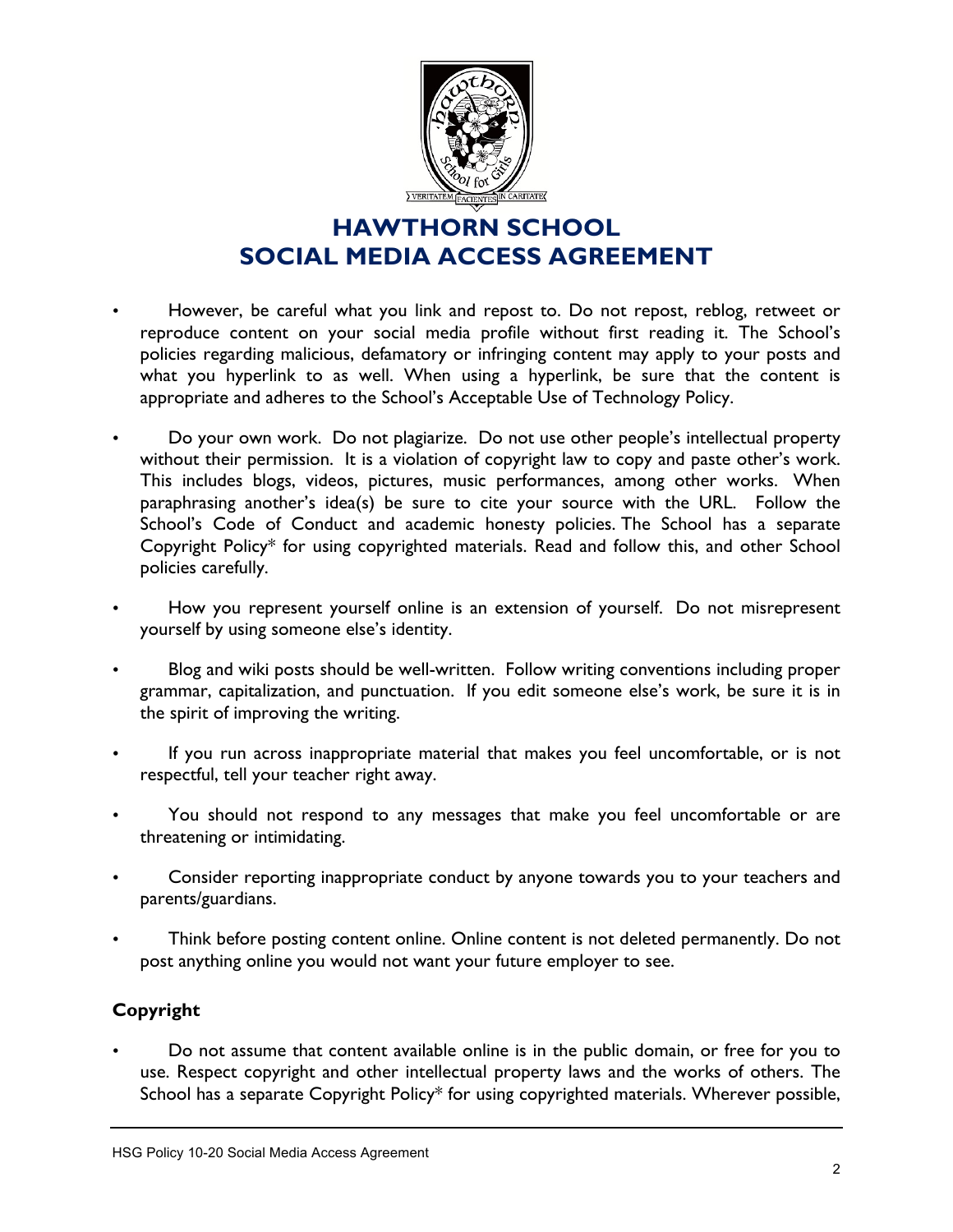# HAWTHORN SCHOOL
# SOCIAL MEDIA ACCESS AGREEMENT

- However, be careful what you link and repost to. Do not repost, reblog, retweet or reproduce content on your social media profile without first reading it. The School's policies regarding malicious, defamatory or infringing content may apply to your posts and what you hyperlink to as well. When using a hyperlink, be sure that the content is appropriate and adheres to the School's Acceptable Use of Technology Policy.

- Do your own work. Do not plagiarize. Do not use other people's intellectual property without their permission. It is a violation of copyright law to copy and paste other's work. This includes blogs, videos, pictures, music performances, among other works. When paraphrasing another's idea(s) be sure to cite your source with the URL. Follow the School's Code of Conduct and academic honesty policies. The School has a separate Copyright Policy* for using copyrighted materials. Read and follow this, and other School policies carefully.

- How you represent yourself online is an extension of yourself. Do not misrepresent yourself by using someone else's identity.

- Blog and wiki posts should be well-written. Follow writing conventions including proper grammar, capitalization, and punctuation. If you edit someone else's work, be sure it is in the spirit of improving the writing.

- If you run across inappropriate material that makes you feel uncomfortable, or is not respectful, tell your teacher right away.

- You should not respond to any messages that make you feel uncomfortable or are threatening or intimidating.

- Consider reporting inappropriate conduct by anyone towards you to your teachers and parents/guardians.

- Think before posting content online. Online content is not deleted permanently. Do not post anything online you would not want your future employer to see.

**Copyright**

- Do not assume that content available online is in the public domain, or free for you to use. Respect copyright and other intellectual property laws and the works of others. The School has a separate Copyright Policy* for using copyrighted materials. Wherever possible,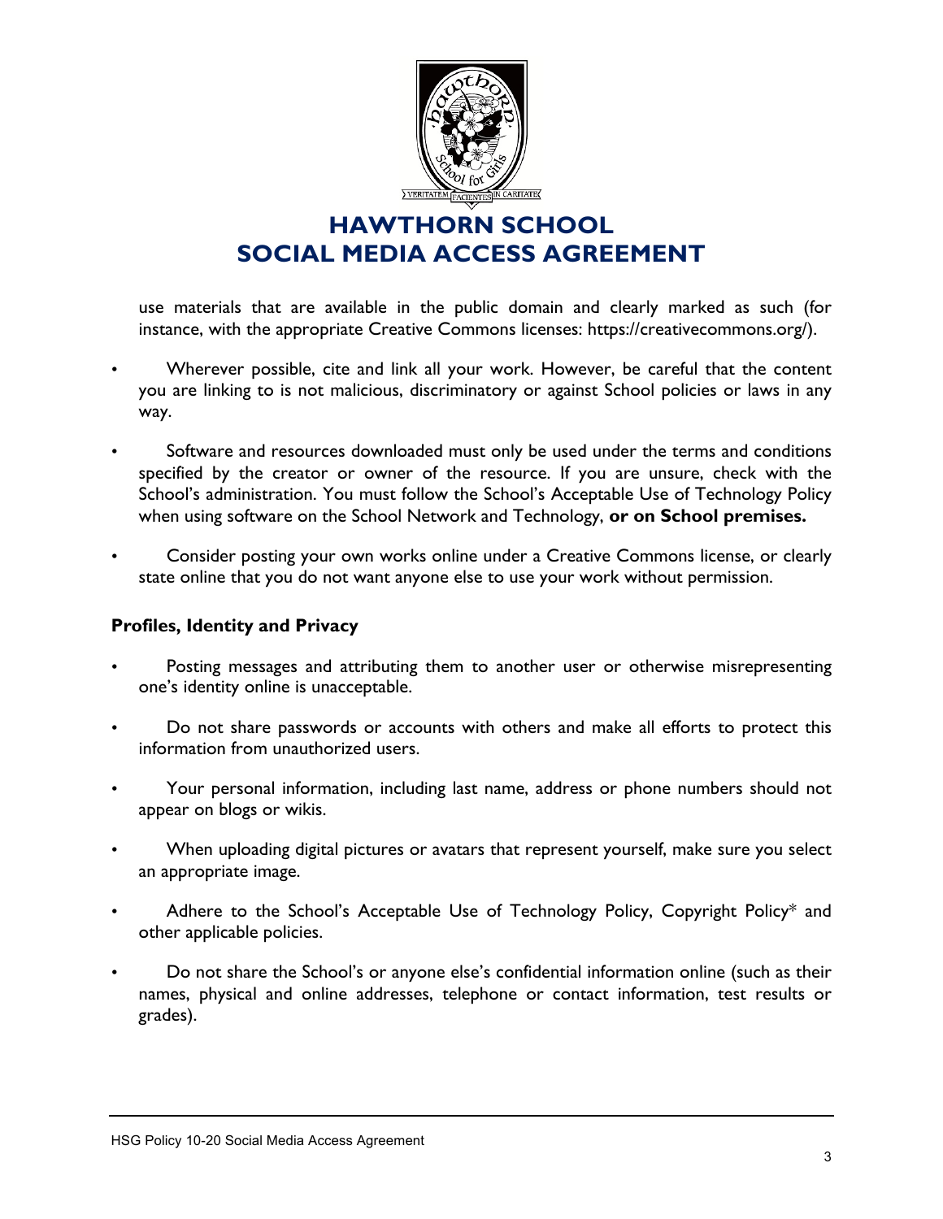use materials that are available in the public domain and clearly marked as such (for instance, with the appropriate Creative Commons licenses: https://creativecommons.org/).

- Wherever possible, cite and link all your work. However, be careful that the content you are linking to is not malicious, discriminatory or against School policies or laws in any way.

- Software and resources downloaded must only be used under the terms and conditions specified by the creator or owner of the resource. If you are unsure, check with the School's administration. You must follow the School's Acceptable Use of Technology Policy when using software on the School Network and Technology, **or on School premises.**

- Consider posting your own works online under a Creative Commons license, or clearly state online that you do not want anyone else to use your work without permission.

**Profiles, Identity and Privacy**

- Posting messages and attributing them to another user or otherwise misrepresenting one's identity online is unacceptable.

- Do not share passwords or accounts with others and make all efforts to protect this information from unauthorized users.

- Your personal information, including last name, address or phone numbers should not appear on blogs or wikis.

- When uploading digital pictures or avatars that represent yourself, make sure you select an appropriate image.

- Adhere to the School's Acceptable Use of Technology Policy, Copyright Policy* and other applicable policies.

- Do not share the School's or anyone else's confidential information online (such as their names, physical and online addresses, telephone or contact information, test results or grades).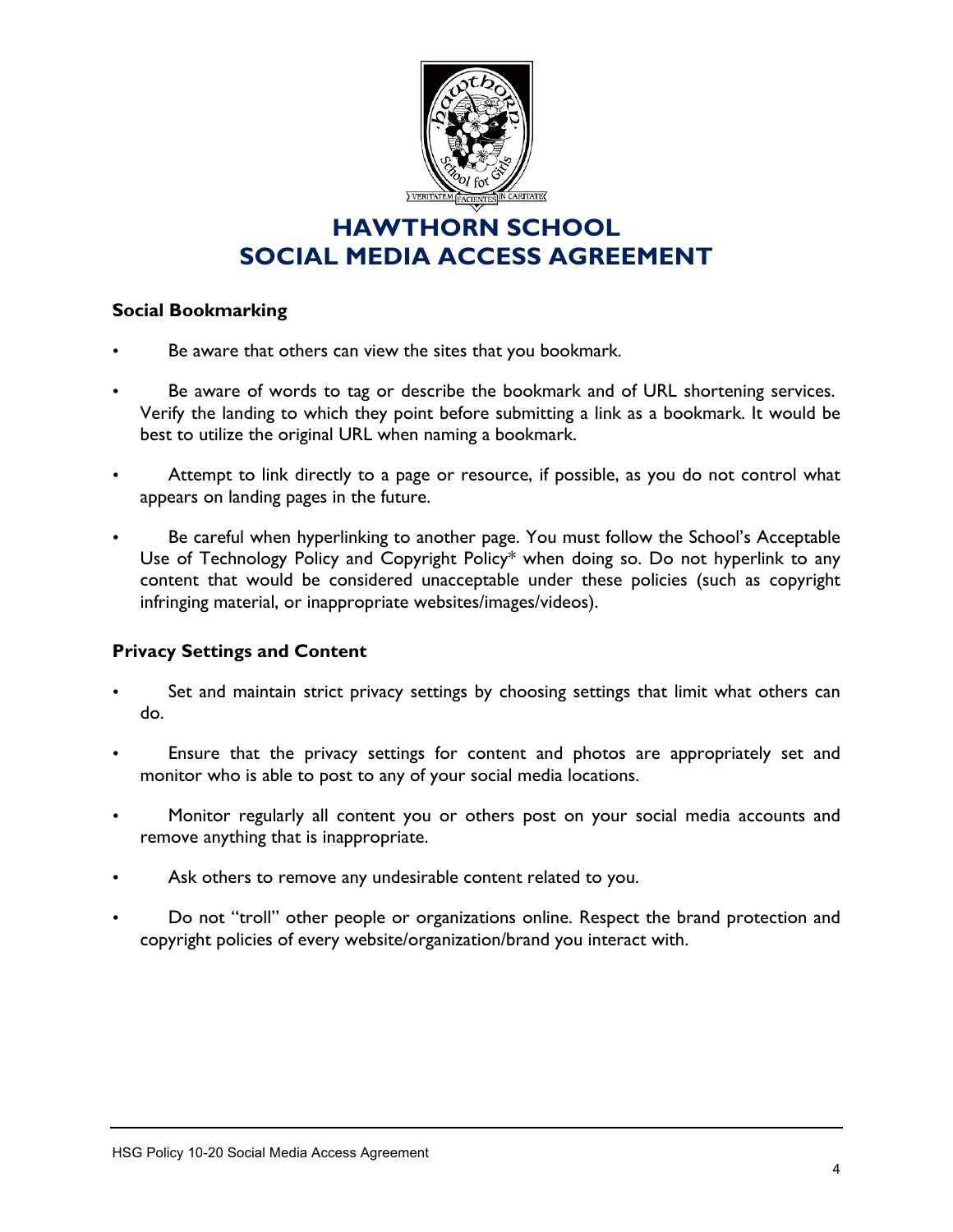# HAWTHORN SCHOOL
# SOCIAL MEDIA ACCESS AGREEMENT

### Social Bookmarking

- Be aware that others can view the sites that you bookmark.
- Be aware of words to tag or describe the bookmark and of URL shortening services. Verify the landing to which they point before submitting a link as a bookmark. It would be best to utilize the original URL when naming a bookmark.
- Attempt to link directly to a page or resource, if possible, as you do not control what appears on landing pages in the future.
- Be careful when hyperlinking to another page. You must follow the School's Acceptable Use of Technology Policy and Copyright Policy* when doing so. Do not hyperlink to any content that would be considered unacceptable under these policies (such as copyright infringing material, or inappropriate websites/images/videos).

### Privacy Settings and Content

- Set and maintain strict privacy settings by choosing settings that limit what others can do.
- Ensure that the privacy settings for content and photos are appropriately set and monitor who is able to post to any of your social media locations.
- Monitor regularly all content you or others post on your social media accounts and remove anything that is inappropriate.
- Ask others to remove any undesirable content related to you.
- Do not "troll" other people or organizations online. Respect the brand protection and copyright policies of every website/organization/brand you interact with.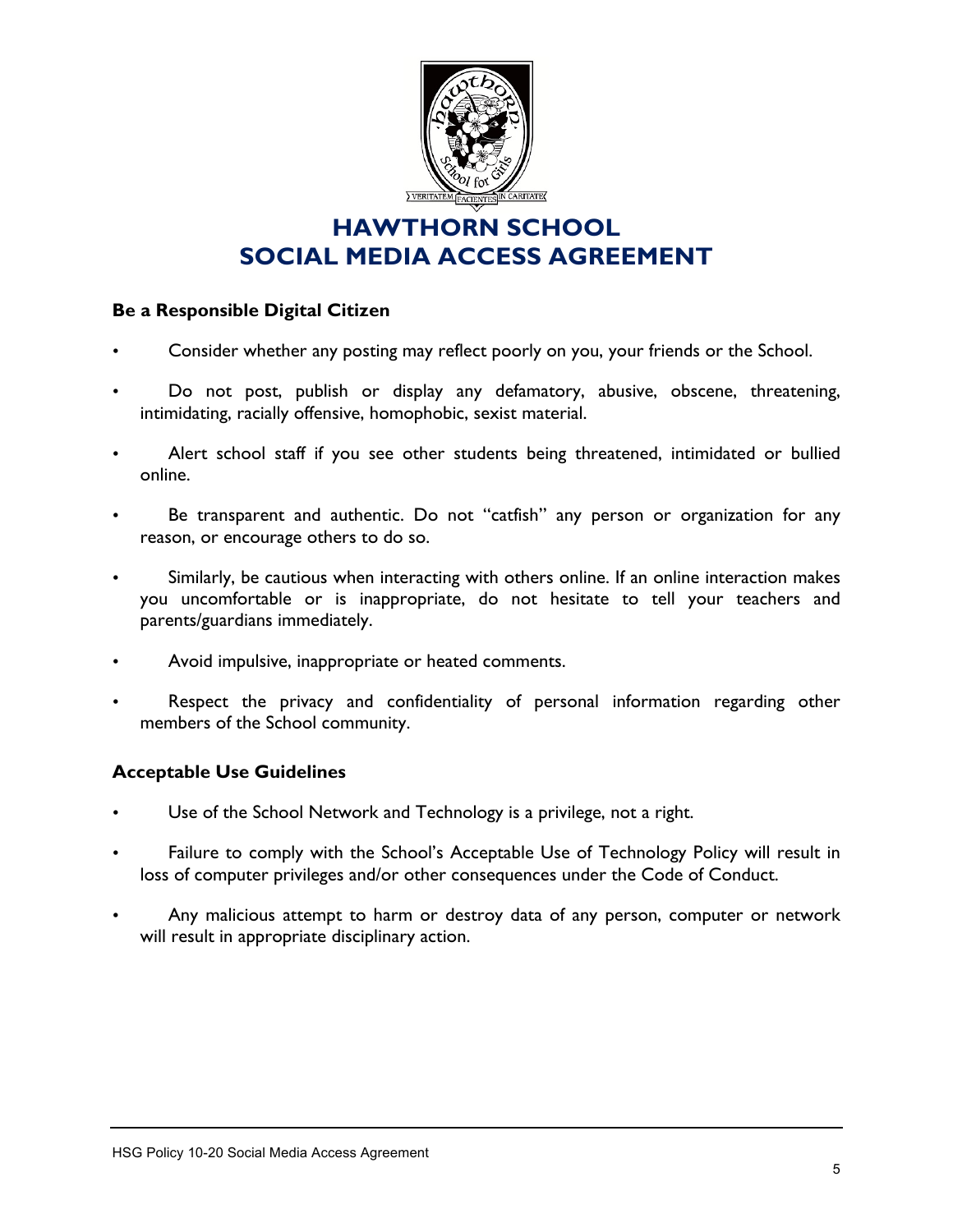# HAWTHORN SCHOOL
# SOCIAL MEDIA ACCESS AGREEMENT

### Be a Responsible Digital Citizen

- Consider whether any posting may reflect poorly on you, your friends or the School.
- Do not post, publish or display any defamatory, abusive, obscene, threatening, intimidating, racially offensive, homophobic, sexist material.
- Alert school staff if you see other students being threatened, intimidated or bullied online.
- Be transparent and authentic. Do not "catfish" any person or organization for any reason, or encourage others to do so.
- Similarly, be cautious when interacting with others online. If an online interaction makes you uncomfortable or is inappropriate, do not hesitate to tell your teachers and parents/guardians immediately.
- Avoid impulsive, inappropriate or heated comments.
- Respect the privacy and confidentiality of personal information regarding other members of the School community.

### Acceptable Use Guidelines

- Use of the School Network and Technology is a privilege, not a right.
- Failure to comply with the School's Acceptable Use of Technology Policy will result in loss of computer privileges and/or other consequences under the Code of Conduct.
- Any malicious attempt to harm or destroy data of any person, computer or network will result in appropriate disciplinary action.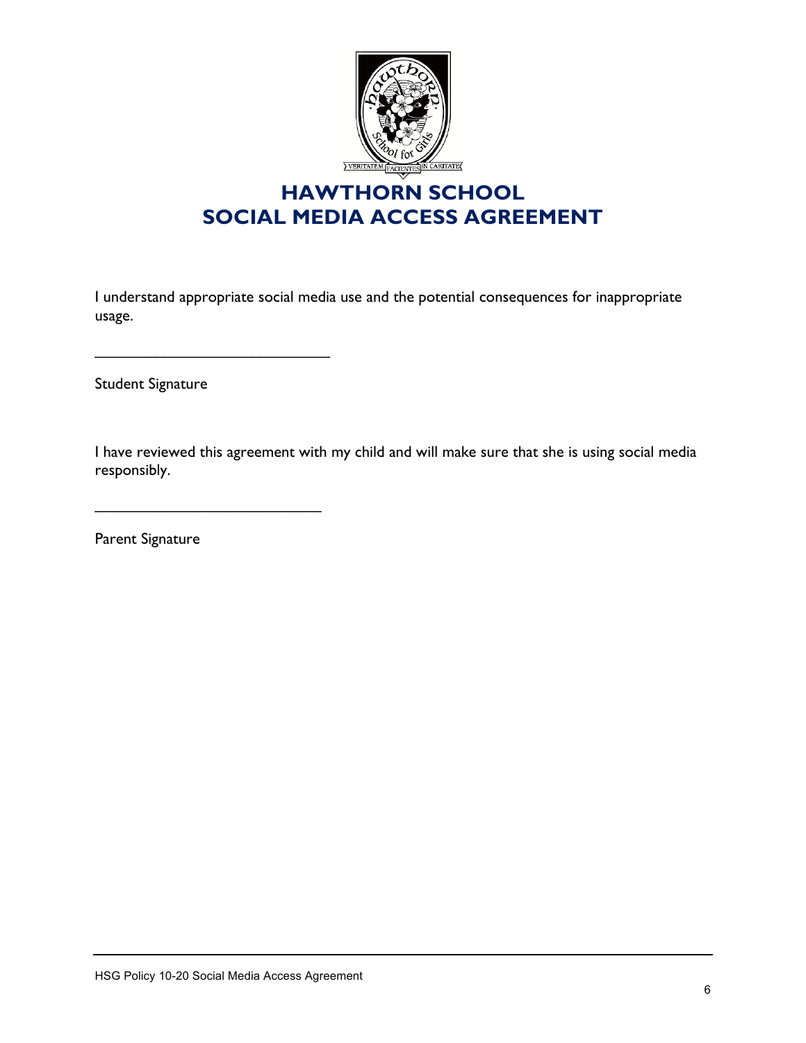# HAWTHORN SCHOOL
# SOCIAL MEDIA ACCESS AGREEMENT

I understand appropriate social media use and the potential consequences for inappropriate usage.

______________________________

Student Signature

I have reviewed this agreement with my child and will make sure that she is using social media responsibly.

_____________________________

Parent Signature